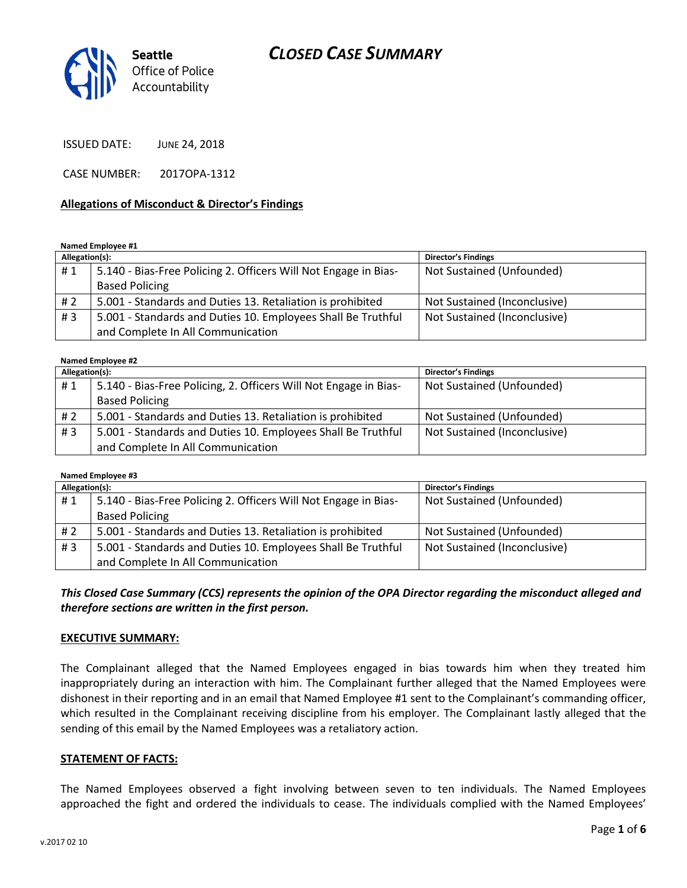# CLOSED CASE SUMMARY

Seattle Office of Police Accountability

ISSUED DATE: JUNE 24, 2018

CASE NUMBER: 2017OPA-1312

## Allegations of Misconduct & Director's Findings

**Named Employee #1**

| Allegation(s): | | Director's Findings |
|---|---|---|
| # 1 | 5.140 - Bias-Free Policing 2. Officers Will Not Engage in Bias-Based Policing | Not Sustained (Unfounded) |
| # 2 | 5.001 - Standards and Duties 13. Retaliation is prohibited | Not Sustained (Inconclusive) |
| # 3 | 5.001 - Standards and Duties 10. Employees Shall Be Truthful and Complete In All Communication | Not Sustained (Inconclusive) |

**Named Employee #2**

| Allegation(s): | | Director's Findings |
|---|---|---|
| # 1 | 5.140 - Bias-Free Policing, 2. Officers Will Not Engage in Bias-Based Policing | Not Sustained (Unfounded) |
| # 2 | 5.001 - Standards and Duties 13. Retaliation is prohibited | Not Sustained (Unfounded) |
| # 3 | 5.001 - Standards and Duties 10. Employees Shall Be Truthful and Complete In All Communication | Not Sustained (Inconclusive) |

**Named Employee #3**

| Allegation(s): | | Director's Findings |
|---|---|---|
| # 1 | 5.140 - Bias-Free Policing 2. Officers Will Not Engage in Bias-Based Policing | Not Sustained (Unfounded) |
| # 2 | 5.001 - Standards and Duties 13. Retaliation is prohibited | Not Sustained (Unfounded) |
| # 3 | 5.001 - Standards and Duties 10. Employees Shall Be Truthful and Complete In All Communication | Not Sustained (Inconclusive) |

***This Closed Case Summary (CCS) represents the opinion of the OPA Director regarding the misconduct alleged and therefore sections are written in the first person.***

## EXECUTIVE SUMMARY:

The Complainant alleged that the Named Employees engaged in bias towards him when they treated him inappropriately during an interaction with him. The Complainant further alleged that the Named Employees were dishonest in their reporting and in an email that Named Employee #1 sent to the Complainant's commanding officer, which resulted in the Complainant receiving discipline from his employer. The Complainant lastly alleged that the sending of this email by the Named Employees was a retaliatory action.

## STATEMENT OF FACTS:

The Named Employees observed a fight involving between seven to ten individuals. The Named Employees approached the fight and ordered the individuals to cease. The individuals complied with the Named Employees'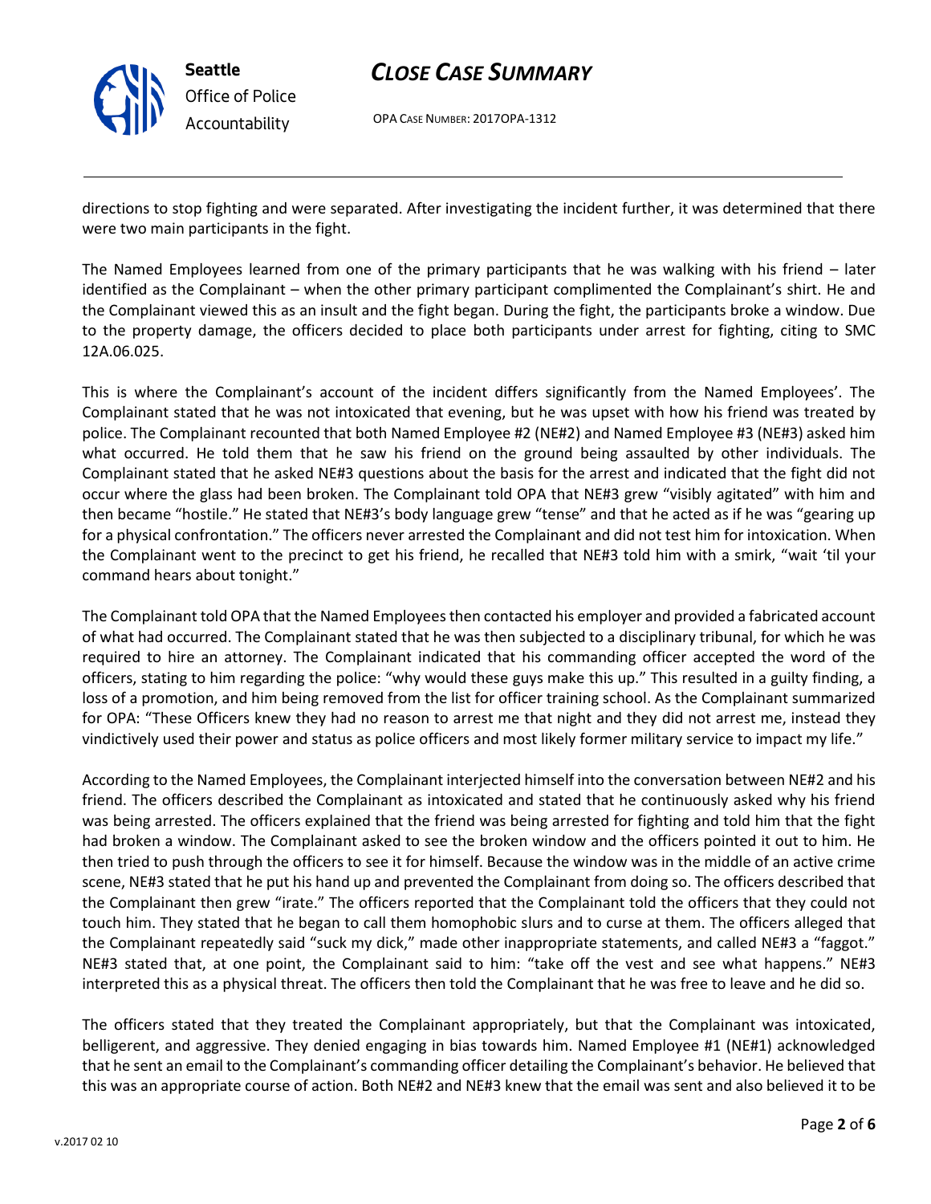directions to stop fighting and were separated. After investigating the incident further, it was determined that there were two main participants in the fight.

The Named Employees learned from one of the primary participants that he was walking with his friend – later identified as the Complainant – when the other primary participant complimented the Complainant's shirt. He and the Complainant viewed this as an insult and the fight began. During the fight, the participants broke a window. Due to the property damage, the officers decided to place both participants under arrest for fighting, citing to SMC 12A.06.025.

This is where the Complainant's account of the incident differs significantly from the Named Employees'. The Complainant stated that he was not intoxicated that evening, but he was upset with how his friend was treated by police. The Complainant recounted that both Named Employee #2 (NE#2) and Named Employee #3 (NE#3) asked him what occurred. He told them that he saw his friend on the ground being assaulted by other individuals. The Complainant stated that he asked NE#3 questions about the basis for the arrest and indicated that the fight did not occur where the glass had been broken. The Complainant told OPA that NE#3 grew "visibly agitated" with him and then became "hostile." He stated that NE#3's body language grew "tense" and that he acted as if he was "gearing up for a physical confrontation." The officers never arrested the Complainant and did not test him for intoxication. When the Complainant went to the precinct to get his friend, he recalled that NE#3 told him with a smirk, "wait 'til your command hears about tonight."

The Complainant told OPA that the Named Employees then contacted his employer and provided a fabricated account of what had occurred. The Complainant stated that he was then subjected to a disciplinary tribunal, for which he was required to hire an attorney. The Complainant indicated that his commanding officer accepted the word of the officers, stating to him regarding the police: "why would these guys make this up." This resulted in a guilty finding, a loss of a promotion, and him being removed from the list for officer training school. As the Complainant summarized for OPA: "These Officers knew they had no reason to arrest me that night and they did not arrest me, instead they vindictively used their power and status as police officers and most likely former military service to impact my life."

According to the Named Employees, the Complainant interjected himself into the conversation between NE#2 and his friend. The officers described the Complainant as intoxicated and stated that he continuously asked why his friend was being arrested. The officers explained that the friend was being arrested for fighting and told him that the fight had broken a window. The Complainant asked to see the broken window and the officers pointed it out to him. He then tried to push through the officers to see it for himself. Because the window was in the middle of an active crime scene, NE#3 stated that he put his hand up and prevented the Complainant from doing so. The officers described that the Complainant then grew "irate." The officers reported that the Complainant told the officers that they could not touch him. They stated that he began to call them homophobic slurs and to curse at them. The officers alleged that the Complainant repeatedly said "suck my dick," made other inappropriate statements, and called NE#3 a "faggot." NE#3 stated that, at one point, the Complainant said to him: "take off the vest and see what happens." NE#3 interpreted this as a physical threat. The officers then told the Complainant that he was free to leave and he did so.

The officers stated that they treated the Complainant appropriately, but that the Complainant was intoxicated, belligerent, and aggressive. They denied engaging in bias towards him. Named Employee #1 (NE#1) acknowledged that he sent an email to the Complainant's commanding officer detailing the Complainant's behavior. He believed that this was an appropriate course of action. Both NE#2 and NE#3 knew that the email was sent and also believed it to be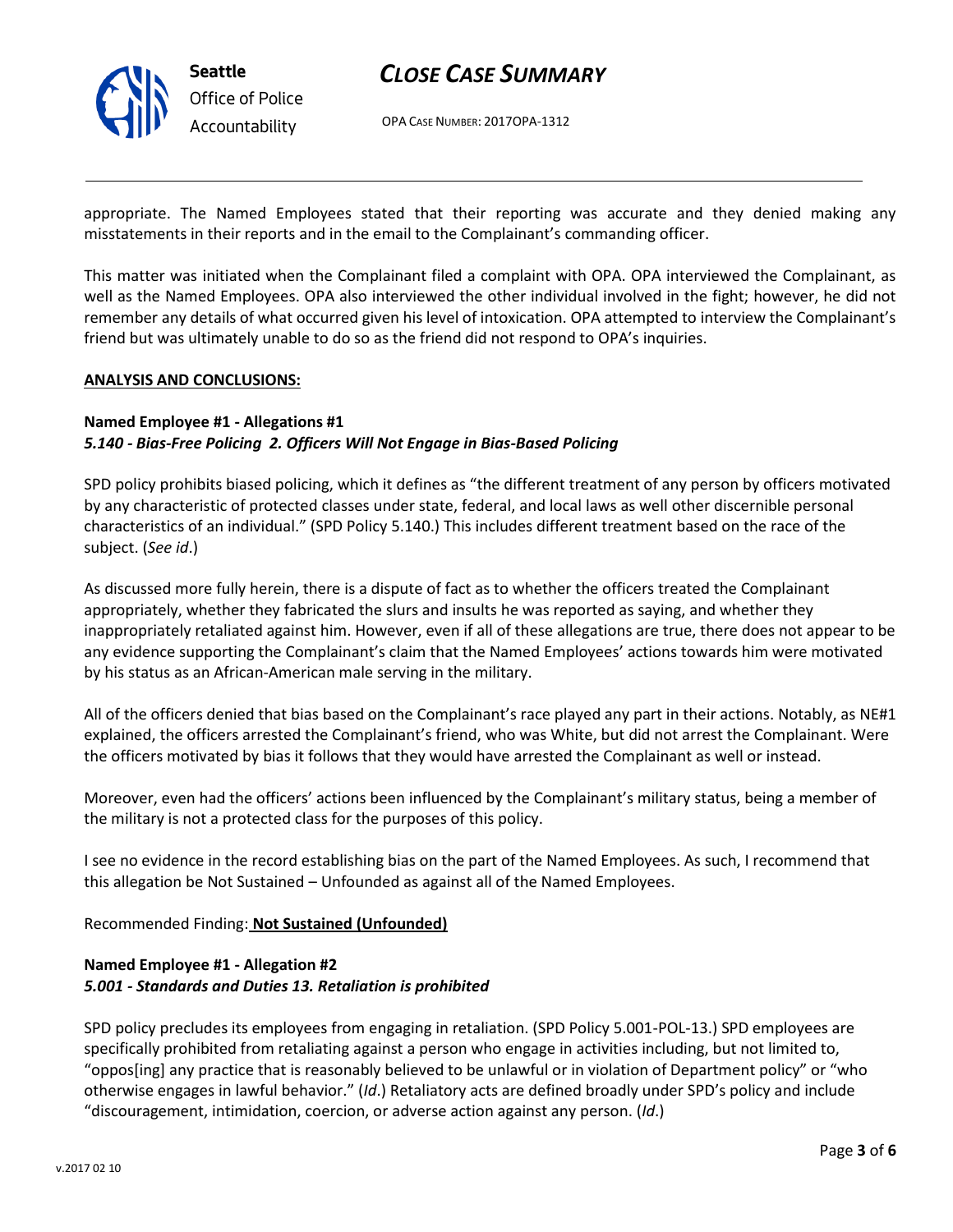appropriate. The Named Employees stated that their reporting was accurate and they denied making any misstatements in their reports and in the email to the Complainant's commanding officer.

This matter was initiated when the Complainant filed a complaint with OPA. OPA interviewed the Complainant, as well as the Named Employees. OPA also interviewed the other individual involved in the fight; however, he did not remember any details of what occurred given his level of intoxication. OPA attempted to interview the Complainant's friend but was ultimately unable to do so as the friend did not respond to OPA's inquiries.

**ANALYSIS AND CONCLUSIONS:**

**Named Employee #1 - Allegations #1**
***5.140 - Bias-Free Policing 2. Officers Will Not Engage in Bias-Based Policing***

SPD policy prohibits biased policing, which it defines as "the different treatment of any person by officers motivated by any characteristic of protected classes under state, federal, and local laws as well other discernible personal characteristics of an individual." (SPD Policy 5.140.) This includes different treatment based on the race of the subject. (*See id*.)

As discussed more fully herein, there is a dispute of fact as to whether the officers treated the Complainant appropriately, whether they fabricated the slurs and insults he was reported as saying, and whether they inappropriately retaliated against him. However, even if all of these allegations are true, there does not appear to be any evidence supporting the Complainant's claim that the Named Employees' actions towards him were motivated by his status as an African-American male serving in the military.

All of the officers denied that bias based on the Complainant's race played any part in their actions. Notably, as NE#1 explained, the officers arrested the Complainant's friend, who was White, but did not arrest the Complainant. Were the officers motivated by bias it follows that they would have arrested the Complainant as well or instead.

Moreover, even had the officers' actions been influenced by the Complainant's military status, being a member of the military is not a protected class for the purposes of this policy.

I see no evidence in the record establishing bias on the part of the Named Employees. As such, I recommend that this allegation be Not Sustained – Unfounded as against all of the Named Employees.

Recommended Finding: **Not Sustained (Unfounded)**

**Named Employee #1 - Allegation #2**
***5.001 - Standards and Duties 13. Retaliation is prohibited***

SPD policy precludes its employees from engaging in retaliation. (SPD Policy 5.001-POL-13.) SPD employees are specifically prohibited from retaliating against a person who engage in activities including, but not limited to, "oppos[ing] any practice that is reasonably believed to be unlawful or in violation of Department policy" or "who otherwise engages in lawful behavior." (*Id*.) Retaliatory acts are defined broadly under SPD's policy and include "discouragement, intimidation, coercion, or adverse action against any person. (*Id*.)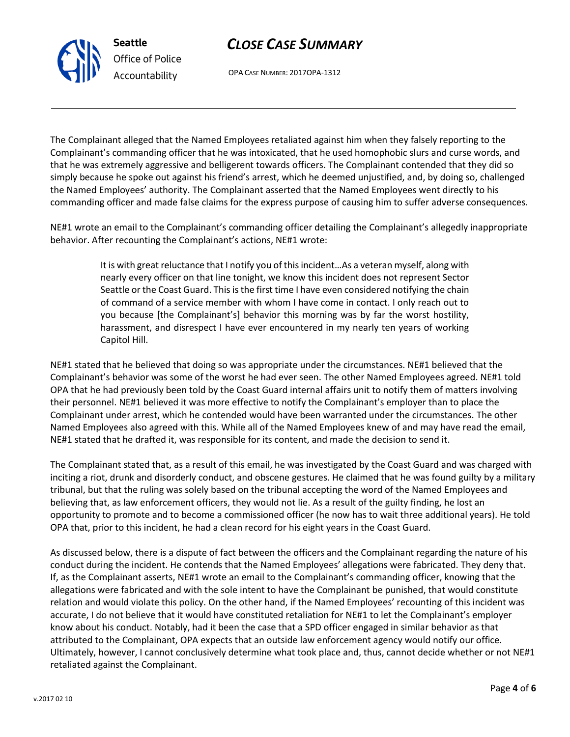The Complainant alleged that the Named Employees retaliated against him when they falsely reporting to the Complainant's commanding officer that he was intoxicated, that he used homophobic slurs and curse words, and that he was extremely aggressive and belligerent towards officers. The Complainant contended that they did so simply because he spoke out against his friend's arrest, which he deemed unjustified, and, by doing so, challenged the Named Employees' authority. The Complainant asserted that the Named Employees went directly to his commanding officer and made false claims for the express purpose of causing him to suffer adverse consequences.

NE#1 wrote an email to the Complainant's commanding officer detailing the Complainant's allegedly inappropriate behavior. After recounting the Complainant's actions, NE#1 wrote:

> It is with great reluctance that I notify you of this incident…As a veteran myself, along with nearly every officer on that line tonight, we know this incident does not represent Sector Seattle or the Coast Guard. This is the first time I have even considered notifying the chain of command of a service member with whom I have come in contact. I only reach out to you because [the Complainant's] behavior this morning was by far the worst hostility, harassment, and disrespect I have ever encountered in my nearly ten years of working Capitol Hill.

NE#1 stated that he believed that doing so was appropriate under the circumstances. NE#1 believed that the Complainant's behavior was some of the worst he had ever seen. The other Named Employees agreed. NE#1 told OPA that he had previously been told by the Coast Guard internal affairs unit to notify them of matters involving their personnel. NE#1 believed it was more effective to notify the Complainant's employer than to place the Complainant under arrest, which he contended would have been warranted under the circumstances. The other Named Employees also agreed with this. While all of the Named Employees knew of and may have read the email, NE#1 stated that he drafted it, was responsible for its content, and made the decision to send it.

The Complainant stated that, as a result of this email, he was investigated by the Coast Guard and was charged with inciting a riot, drunk and disorderly conduct, and obscene gestures. He claimed that he was found guilty by a military tribunal, but that the ruling was solely based on the tribunal accepting the word of the Named Employees and believing that, as law enforcement officers, they would not lie. As a result of the guilty finding, he lost an opportunity to promote and to become a commissioned officer (he now has to wait three additional years). He told OPA that, prior to this incident, he had a clean record for his eight years in the Coast Guard.

As discussed below, there is a dispute of fact between the officers and the Complainant regarding the nature of his conduct during the incident. He contends that the Named Employees' allegations were fabricated. They deny that. If, as the Complainant asserts, NE#1 wrote an email to the Complainant's commanding officer, knowing that the allegations were fabricated and with the sole intent to have the Complainant be punished, that would constitute relation and would violate this policy. On the other hand, if the Named Employees' recounting of this incident was accurate, I do not believe that it would have constituted retaliation for NE#1 to let the Complainant's employer know about his conduct. Notably, had it been the case that a SPD officer engaged in similar behavior as that attributed to the Complainant, OPA expects that an outside law enforcement agency would notify our office. Ultimately, however, I cannot conclusively determine what took place and, thus, cannot decide whether or not NE#1 retaliated against the Complainant.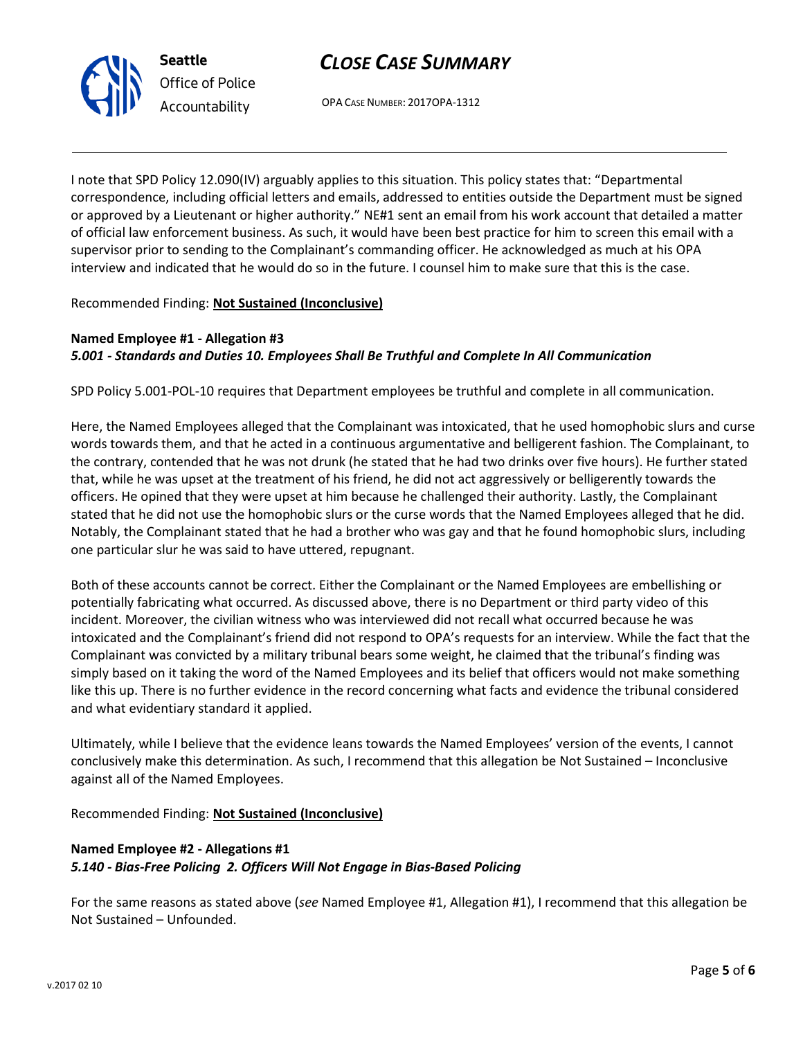I note that SPD Policy 12.090(IV) arguably applies to this situation. This policy states that: "Departmental correspondence, including official letters and emails, addressed to entities outside the Department must be signed or approved by a Lieutenant or higher authority." NE#1 sent an email from his work account that detailed a matter of official law enforcement business. As such, it would have been best practice for him to screen this email with a supervisor prior to sending to the Complainant's commanding officer. He acknowledged as much at his OPA interview and indicated that he would do so in the future. I counsel him to make sure that this is the case.

Recommended Finding: **Not Sustained (Inconclusive)**

**Named Employee #1 - Allegation #3**
***5.001 - Standards and Duties 10. Employees Shall Be Truthful and Complete In All Communication***

SPD Policy 5.001-POL-10 requires that Department employees be truthful and complete in all communication.

Here, the Named Employees alleged that the Complainant was intoxicated, that he used homophobic slurs and curse words towards them, and that he acted in a continuous argumentative and belligerent fashion. The Complainant, to the contrary, contended that he was not drunk (he stated that he had two drinks over five hours). He further stated that, while he was upset at the treatment of his friend, he did not act aggressively or belligerently towards the officers. He opined that they were upset at him because he challenged their authority. Lastly, the Complainant stated that he did not use the homophobic slurs or the curse words that the Named Employees alleged that he did. Notably, the Complainant stated that he had a brother who was gay and that he found homophobic slurs, including one particular slur he was said to have uttered, repugnant.

Both of these accounts cannot be correct. Either the Complainant or the Named Employees are embellishing or potentially fabricating what occurred. As discussed above, there is no Department or third party video of this incident. Moreover, the civilian witness who was interviewed did not recall what occurred because he was intoxicated and the Complainant's friend did not respond to OPA's requests for an interview. While the fact that the Complainant was convicted by a military tribunal bears some weight, he claimed that the tribunal's finding was simply based on it taking the word of the Named Employees and its belief that officers would not make something like this up. There is no further evidence in the record concerning what facts and evidence the tribunal considered and what evidentiary standard it applied.

Ultimately, while I believe that the evidence leans towards the Named Employees' version of the events, I cannot conclusively make this determination. As such, I recommend that this allegation be Not Sustained – Inconclusive against all of the Named Employees.

Recommended Finding: **Not Sustained (Inconclusive)**

**Named Employee #2 - Allegations #1**
***5.140 - Bias-Free Policing 2. Officers Will Not Engage in Bias-Based Policing***

For the same reasons as stated above (*see* Named Employee #1, Allegation #1), I recommend that this allegation be Not Sustained – Unfounded.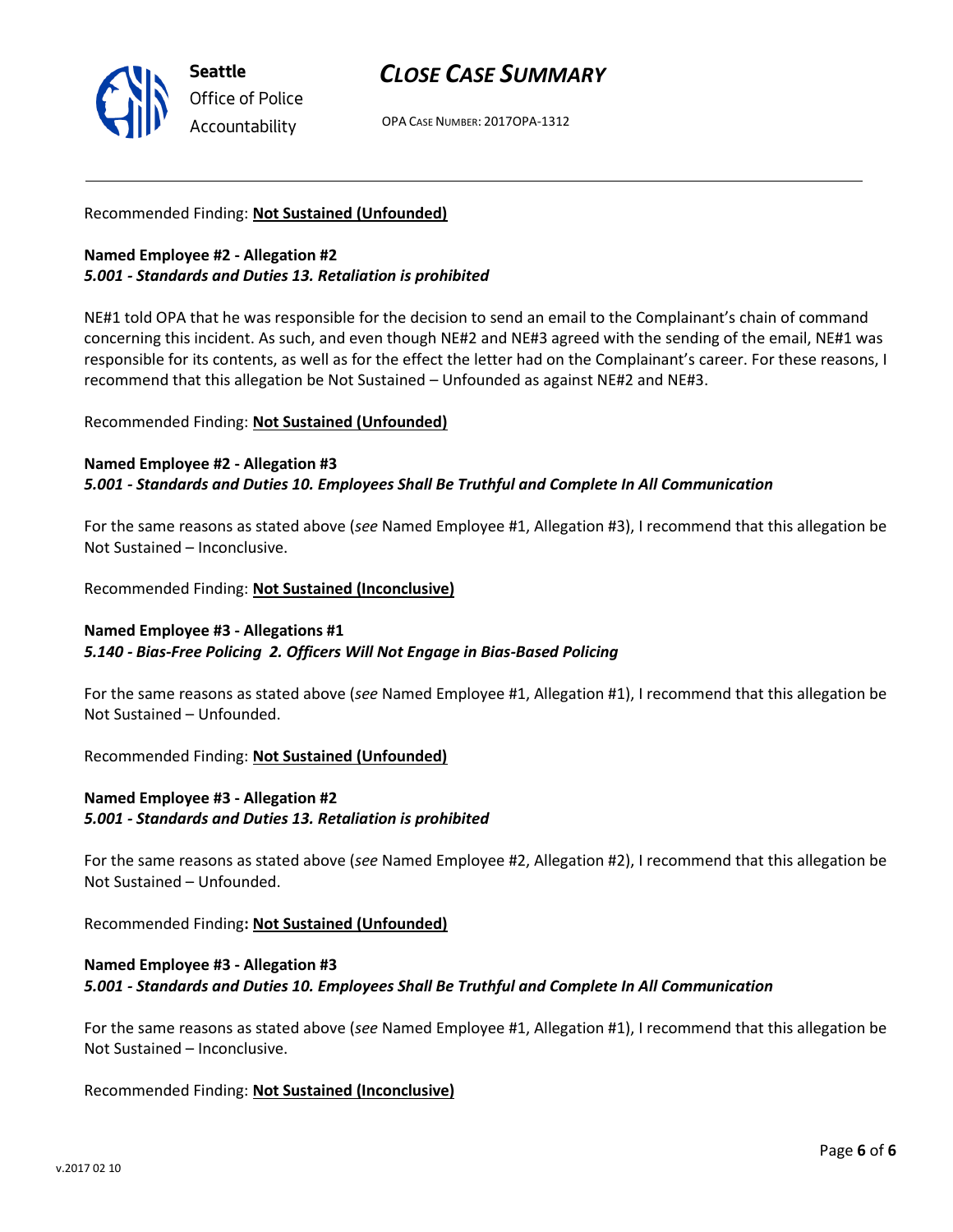Recommended Finding: **Not Sustained (Unfounded)**

**Named Employee #2 - Allegation #2**
***5.001 - Standards and Duties 13. Retaliation is prohibited***

NE#1 told OPA that he was responsible for the decision to send an email to the Complainant's chain of command concerning this incident. As such, and even though NE#2 and NE#3 agreed with the sending of the email, NE#1 was responsible for its contents, as well as for the effect the letter had on the Complainant's career. For these reasons, I recommend that this allegation be Not Sustained – Unfounded as against NE#2 and NE#3.

Recommended Finding: **Not Sustained (Unfounded)**

**Named Employee #2 - Allegation #3**
***5.001 - Standards and Duties 10. Employees Shall Be Truthful and Complete In All Communication***

For the same reasons as stated above (*see* Named Employee #1, Allegation #3), I recommend that this allegation be Not Sustained – Inconclusive.

Recommended Finding: **Not Sustained (Inconclusive)**

**Named Employee #3 - Allegations #1**
***5.140 - Bias-Free Policing 2. Officers Will Not Engage in Bias-Based Policing***

For the same reasons as stated above (*see* Named Employee #1, Allegation #1), I recommend that this allegation be Not Sustained – Unfounded.

Recommended Finding: **Not Sustained (Unfounded)**

**Named Employee #3 - Allegation #2**
***5.001 - Standards and Duties 13. Retaliation is prohibited***

For the same reasons as stated above (*see* Named Employee #2, Allegation #2), I recommend that this allegation be Not Sustained – Unfounded.

Recommended Finding**: Not Sustained (Unfounded)**

**Named Employee #3 - Allegation #3**
***5.001 - Standards and Duties 10. Employees Shall Be Truthful and Complete In All Communication***

For the same reasons as stated above (*see* Named Employee #1, Allegation #1), I recommend that this allegation be Not Sustained – Inconclusive.

Recommended Finding: **Not Sustained (Inconclusive)**